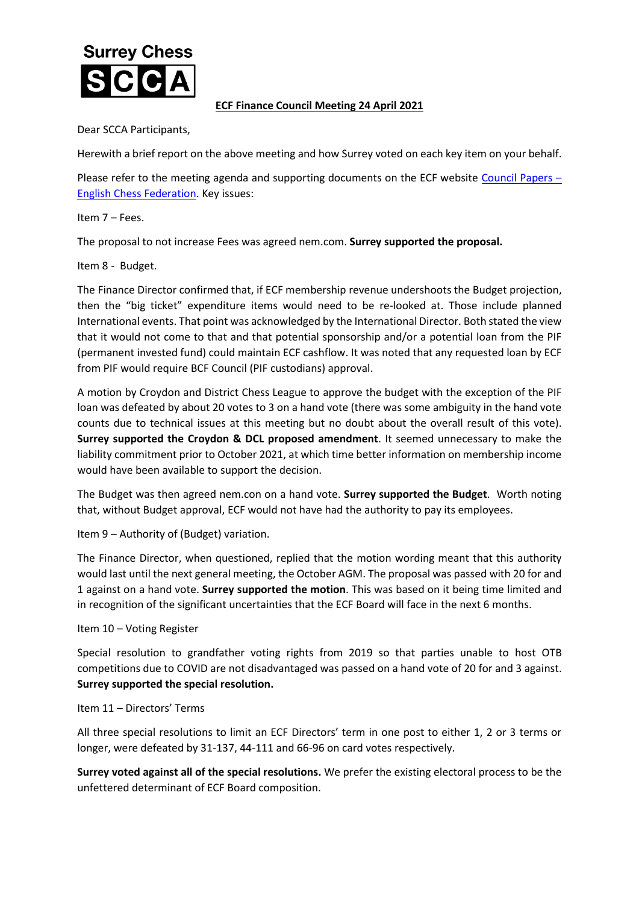**Surrey Chess**

**SCCA**

## ECF Finance Council Meeting 24 April 2021

Dear SCCA Participants,

Herewith a brief report on the above meeting and how Surrey voted on each key item on your behalf.

Please refer to the meeting agenda and supporting documents on the ECF website [Council Papers – English Chess Federation](). Key issues:

Item 7 – Fees.

The proposal to not increase Fees was agreed nem.com. **Surrey supported the proposal.**

Item 8 - Budget.

The Finance Director confirmed that, if ECF membership revenue undershoots the Budget projection, then the "big ticket" expenditure items would need to be re-looked at. Those include planned International events. That point was acknowledged by the International Director. Both stated the view that it would not come to that and that potential sponsorship and/or a potential loan from the PIF (permanent invested fund) could maintain ECF cashflow. It was noted that any requested loan by ECF from PIF would require BCF Council (PIF custodians) approval.

A motion by Croydon and District Chess League to approve the budget with the exception of the PIF loan was defeated by about 20 votes to 3 on a hand vote (there was some ambiguity in the hand vote counts due to technical issues at this meeting but no doubt about the overall result of this vote). **Surrey supported the Croydon & DCL proposed amendment**. It seemed unnecessary to make the liability commitment prior to October 2021, at which time better information on membership income would have been available to support the decision.

The Budget was then agreed nem.con on a hand vote. **Surrey supported the Budget**. Worth noting that, without Budget approval, ECF would not have had the authority to pay its employees.

Item 9 – Authority of (Budget) variation.

The Finance Director, when questioned, replied that the motion wording meant that this authority would last until the next general meeting, the October AGM. The proposal was passed with 20 for and 1 against on a hand vote. **Surrey supported the motion**. This was based on it being time limited and in recognition of the significant uncertainties that the ECF Board will face in the next 6 months.

Item 10 – Voting Register

Special resolution to grandfather voting rights from 2019 so that parties unable to host OTB competitions due to COVID are not disadvantaged was passed on a hand vote of 20 for and 3 against. **Surrey supported the special resolution.**

Item 11 – Directors' Terms

All three special resolutions to limit an ECF Directors' term in one post to either 1, 2 or 3 terms or longer, were defeated by 31-137, 44-111 and 66-96 on card votes respectively.

**Surrey voted against all of the special resolutions.** We prefer the existing electoral process to be the unfettered determinant of ECF Board composition.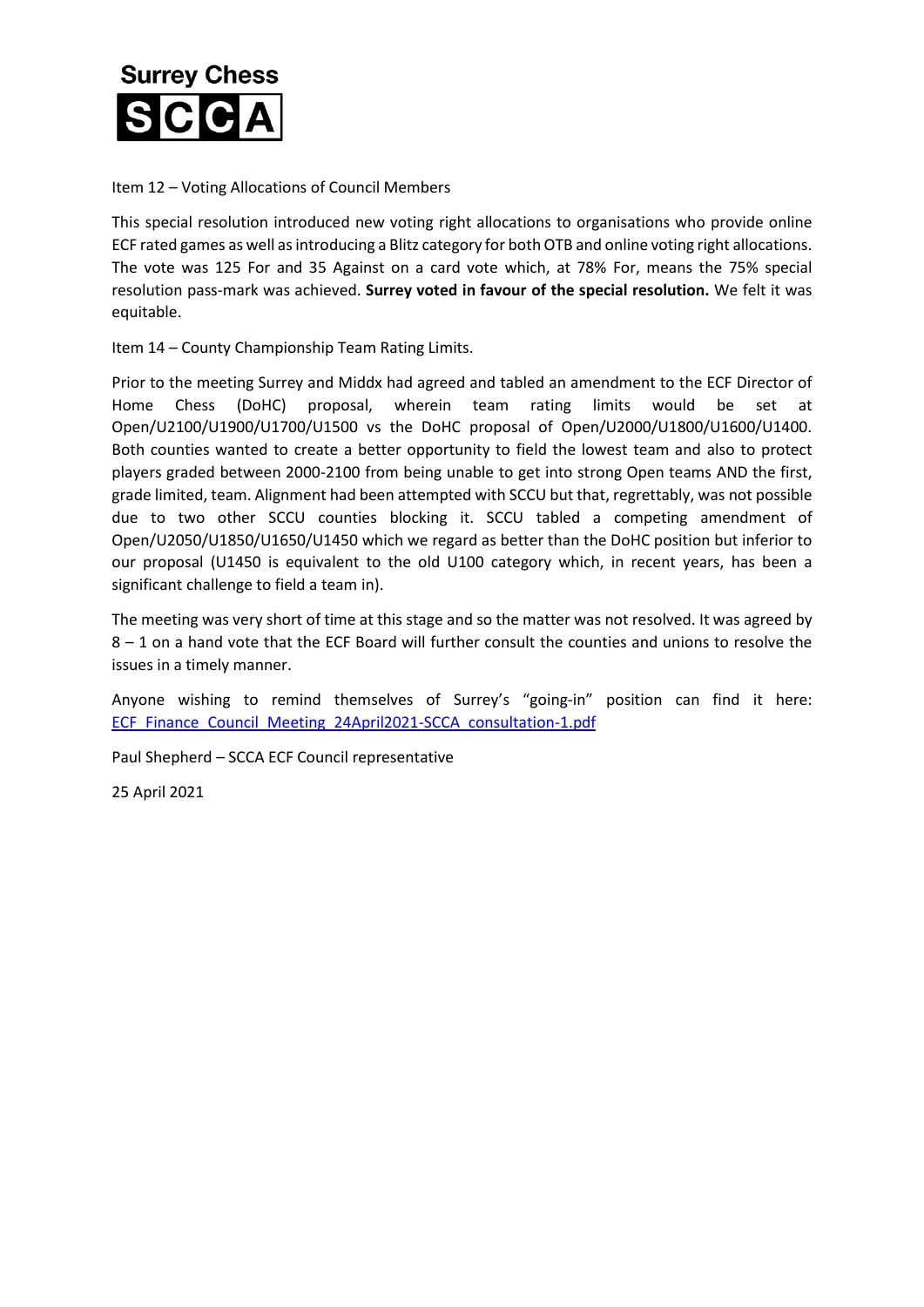Surrey Chess

SCCA

Item 12 – Voting Allocations of Council Members

This special resolution introduced new voting right allocations to organisations who provide online ECF rated games as well as introducing a Blitz category for both OTB and online voting right allocations. The vote was 125 For and 35 Against on a card vote which, at 78% For, means the 75% special resolution pass-mark was achieved. **Surrey voted in favour of the special resolution.** We felt it was equitable.

Item 14 – County Championship Team Rating Limits.

Prior to the meeting Surrey and Middx had agreed and tabled an amendment to the ECF Director of Home Chess (DoHC) proposal, wherein team rating limits would be set at Open/U2100/U1900/U1700/U1500 vs the DoHC proposal of Open/U2000/U1800/U1600/U1400. Both counties wanted to create a better opportunity to field the lowest team and also to protect players graded between 2000-2100 from being unable to get into strong Open teams AND the first, grade limited, team. Alignment had been attempted with SCCU but that, regrettably, was not possible due to two other SCCU counties blocking it. SCCU tabled a competing amendment of Open/U2050/U1850/U1650/U1450 which we regard as better than the DoHC position but inferior to our proposal (U1450 is equivalent to the old U100 category which, in recent years, has been a significant challenge to field a team in).

The meeting was very short of time at this stage and so the matter was not resolved. It was agreed by 8 – 1 on a hand vote that the ECF Board will further consult the counties and unions to resolve the issues in a timely manner.

Anyone wishing to remind themselves of Surrey's "going-in" position can find it here: ECF_Finance_Council_Meeting_24April2021-SCCA_consultation-1.pdf

Paul Shepherd – SCCA ECF Council representative

25 April 2021